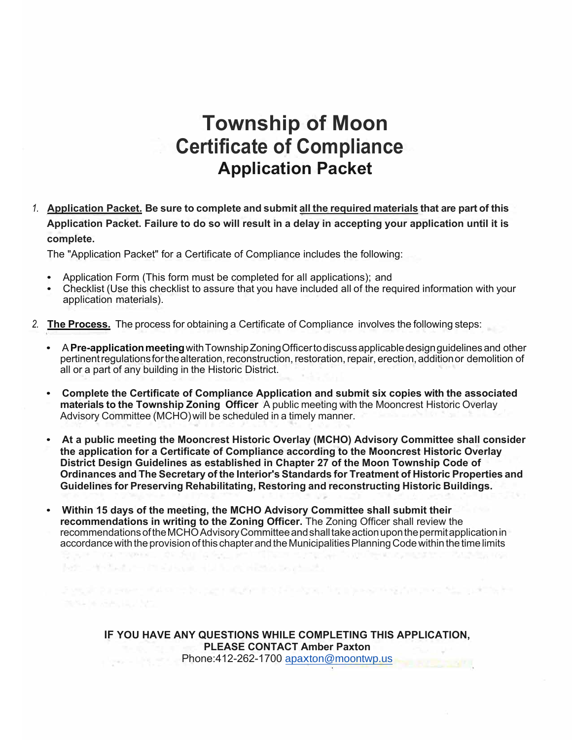# Township of Moon
## Certificate of Compliance
### Application Packet

1. **Application Packet. Be sure to complete and submit all the required materials that are part of this Application Packet. Failure to do so will result in a delay in accepting your application until it is complete.**

   The "Application Packet" for a Certificate of Compliance includes the following:

   - Application Form (This form must be completed for all applications); and
   - Checklist (Use this checklist to assure that you have included all of the required information with your application materials).

2. **The Process.** The process for obtaining a Certificate of Compliance involves the following steps:

   - A **Pre-application meeting** with Township Zoning Officer to discuss applicable design guidelines and other pertinent regulations for the alteration, reconstruction, restoration, repair, erection, addition or demolition of all or a part of any building in the Historic District.

   - **Complete the Certificate of Compliance Application and submit six copies with the associated materials to the Township Zoning Officer** A public meeting with the Mooncrest Historic Overlay Advisory Committee (MCHO) will be scheduled in a timely manner.

   - **At a public meeting the Mooncrest Historic Overlay (MCHO) Advisory Committee shall consider the application for a Certificate of Compliance according to the Mooncrest Historic Overlay District Design Guidelines as established in Chapter 27 of the Moon Township Code of Ordinances and The Secretary of the Interior's Standards for Treatment of Historic Properties and Guidelines for Preserving Rehabilitating, Restoring and reconstructing Historic Buildings.**

   - **Within 15 days of the meeting, the MCHO Advisory Committee shall submit their recommendations in writing to the Zoning Officer.** The Zoning Officer shall review the recommendations of the MCHO Advisory Committee and shall take action upon the permit application in accordance with the provision of this chapter and the Municipalities Planning Code within the time limits

**IF YOU HAVE ANY QUESTIONS WHILE COMPLETING THIS APPLICATION, PLEASE CONTACT Amber Paxton**
Phone:412-262-1700 apaxton@moontwp.us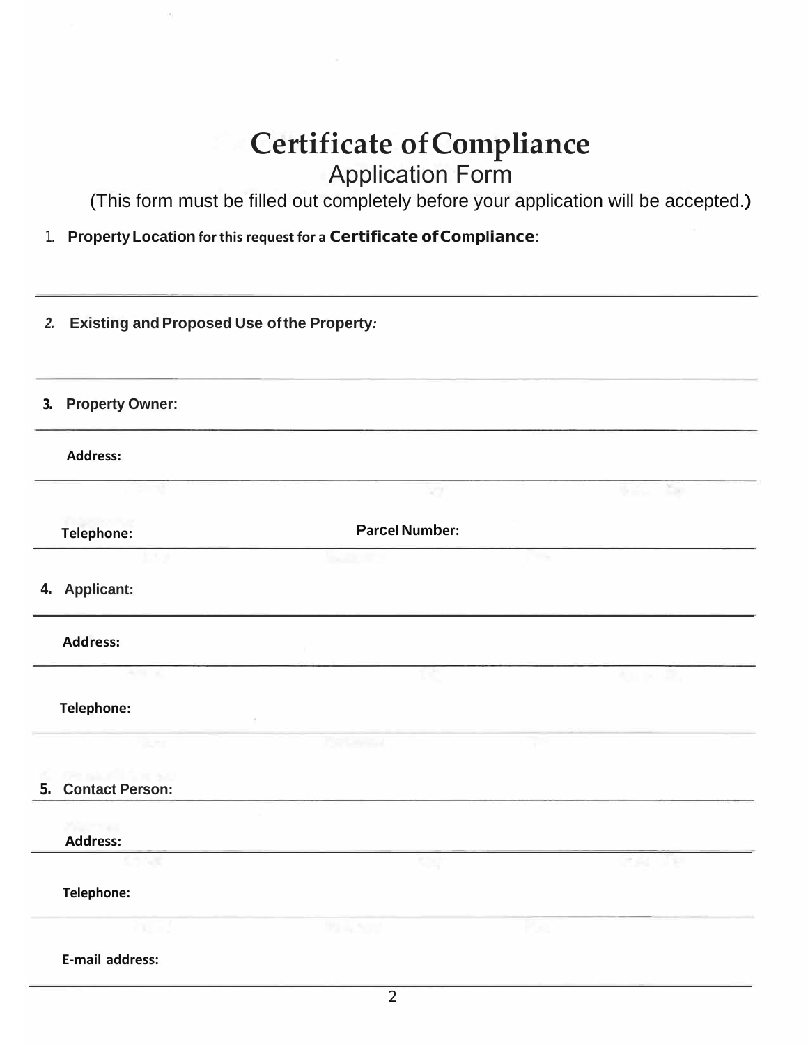# Certificate of Compliance

## Application Form

(This form must be filled out completely before your application will be accepted.)

1. **Property Location for this request for a Certificate of Compliance:**

---

2. **Existing and Proposed Use of the Property:**

---

3. **Property Owner:**

---

**Address:**

---

**Telephone:** **Parcel Number:**

---

4. **Applicant:**

---

**Address:**

---

**Telephone:**

---

5. **Contact Person:**

---

**Address:**

---

**Telephone:**

---

**E-mail address:**

---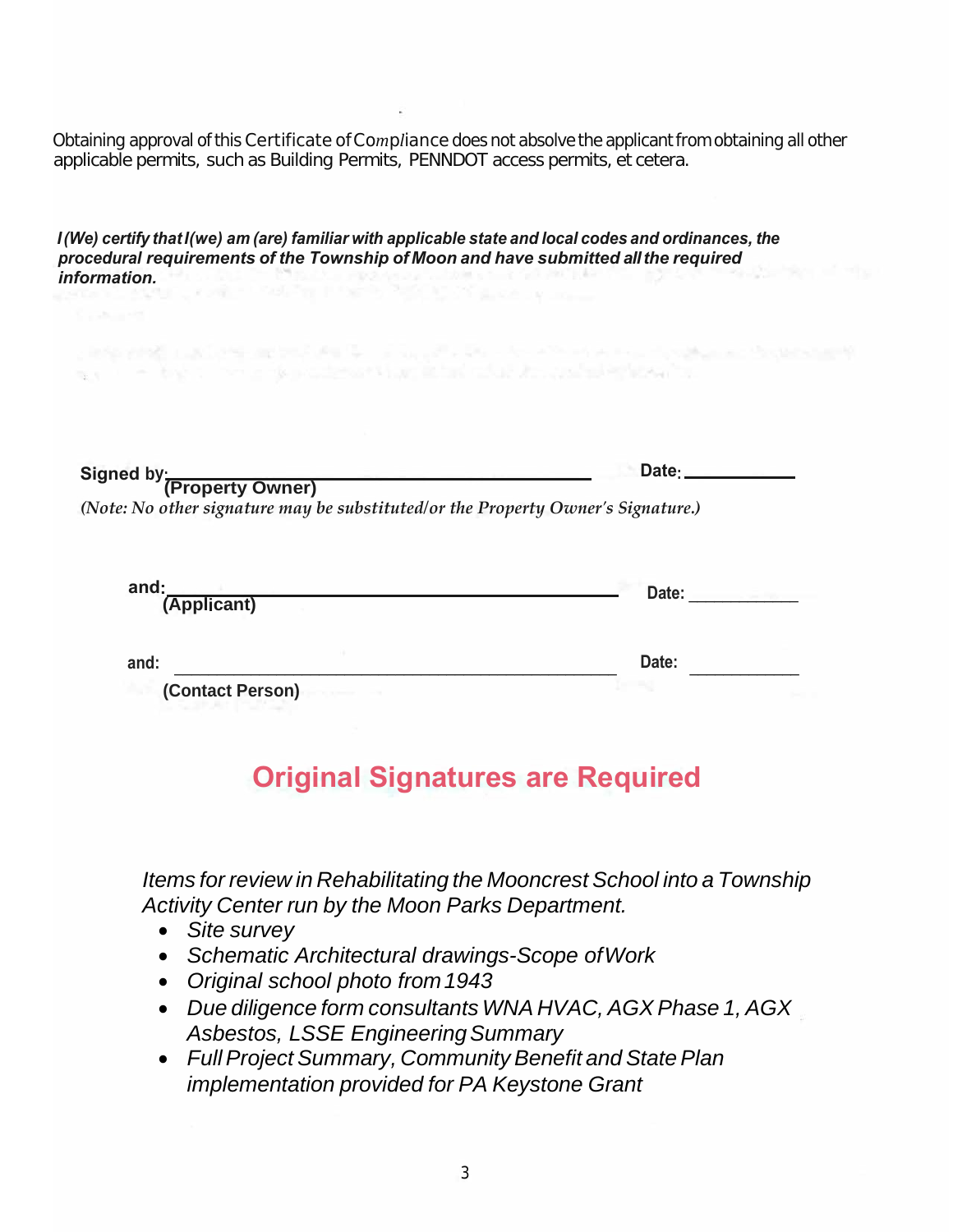Obtaining approval of this Certificate of Compliance does not absolve the applicant from obtaining all other applicable permits, such as Building Permits, PENNDOT access permits, et cetera.

***I (We) certify that I (we) am (are) familiar with applicable state and local codes and ordinances, the procedural requirements of the Township of Moon and have submitted all the required information.***

**Signed by:** ______________________________ **Date:** ____________
**(Property Owner)**

*(Note: No other signature may be substituted/or the Property Owner's Signature.)*

**and:** ______________________________ **Date:** ____________
**(Applicant)**

**and:** ______________________________ **Date:** ____________
**(Contact Person)**

## Original Signatures are Required

*Items for review in Rehabilitating the Mooncrest School into a Township Activity Center run by the Moon Parks Department.*

- *Site survey*
- *Schematic Architectural drawings-Scope of Work*
- *Original school photo from 1943*
- *Due diligence form consultants WNA HVAC, AGX Phase 1, AGX Asbestos, LSSE Engineering Summary*
- *Full Project Summary, Community Benefit and State Plan implementation provided for PA Keystone Grant*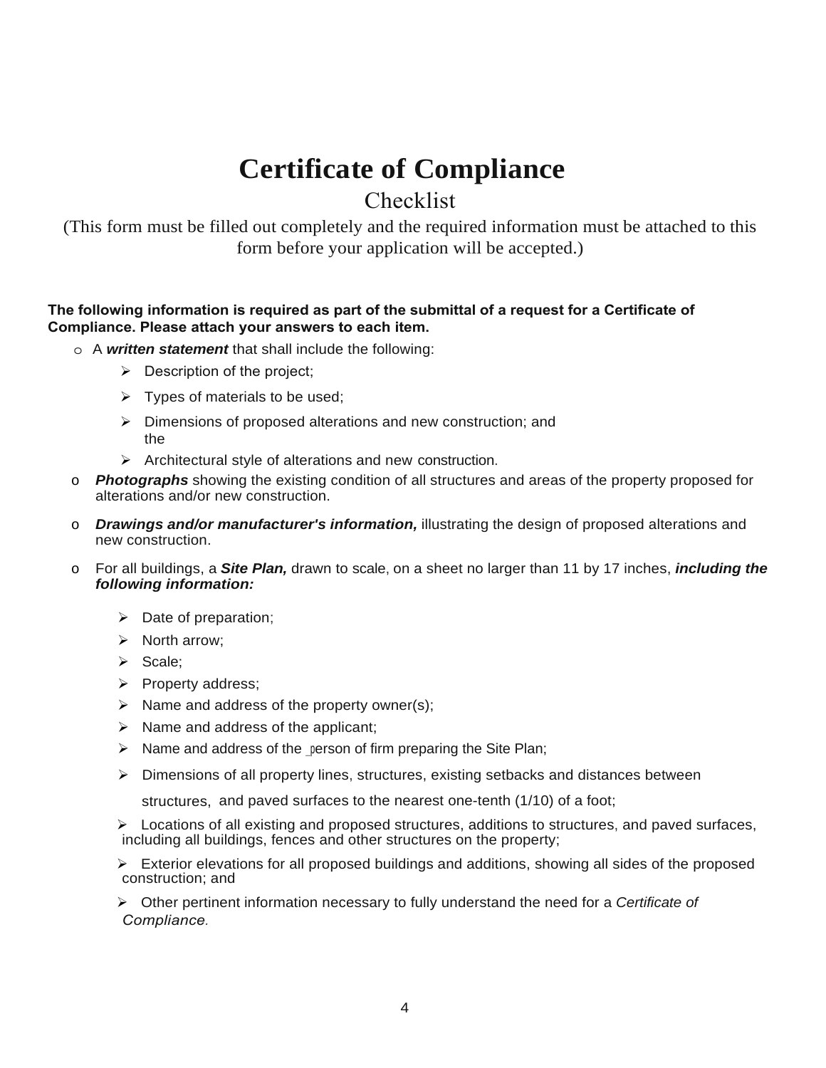# Certificate of Compliance

## Checklist

(This form must be filled out completely and the required information must be attached to this form before your application will be accepted.)

**The following information is required as part of the submittal of a request for a Certificate of Compliance. Please attach your answers to each item.**

- A ***written statement*** that shall include the following:
  - Description of the project;
  - Types of materials to be used;
  - Dimensions of proposed alterations and new construction; and the
  - Architectural style of alterations and new construction.
- ***Photographs*** showing the existing condition of all structures and areas of the property proposed for alterations and/or new construction.
- ***Drawings and/or manufacturer's information,*** illustrating the design of proposed alterations and new construction.
- For all buildings, a ***Site Plan,*** drawn to scale, on a sheet no larger than 11 by 17 inches, ***including the following information:***
  - Date of preparation;
  - North arrow;
  - Scale;
  - Property address;
  - Name and address of the property owner(s);
  - Name and address of the applicant;
  - Name and address of the person of firm preparing the Site Plan;
  - Dimensions of all property lines, structures, existing setbacks and distances between structures, and paved surfaces to the nearest one-tenth (1/10) of a foot;
  - Locations of all existing and proposed structures, additions to structures, and paved surfaces, including all buildings, fences and other structures on the property;
  - Exterior elevations for all proposed buildings and additions, showing all sides of the proposed construction; and
  - Other pertinent information necessary to fully understand the need for a *Certificate of Compliance.*